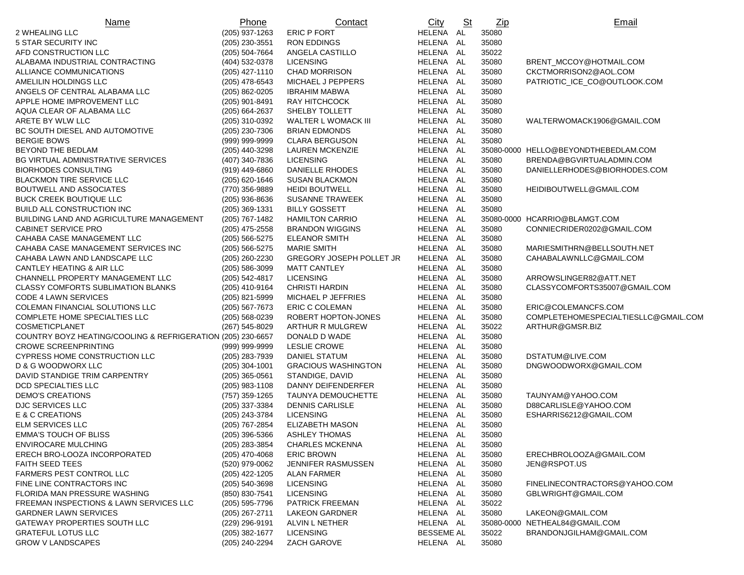| Name | Phone | Contact | City | St | Zip | Email |
| --- | --- | --- | --- | --- | --- | --- |
| 2 WHEALING LLC | (205) 937-1263 | ERIC P FORT | HELENA | AL | 35080 | |
| 5 STAR SECURITY INC | (205) 230-3551 | RON EDDINGS | HELENA | AL | 35080 | |
| AFD CONSTRUCTION LLC | (205) 504-7664 | ANGELA CASTILLO | HELENA | AL | 35022 | |
| ALABAMA INDUSTRIAL CONTRACTING | (404) 532-0378 | LICENSING | HELENA | AL | 35080 | BRENT_MCCOY@HOTMAIL.COM |
| ALLIANCE COMMUNICATIONS | (205) 427-1110 | CHAD MORRISON | HELENA | AL | 35080 | CKCTMORRISON2@AOL.COM |
| AMELILIN HOLDINGS LLC | (205) 478-6543 | MICHAEL J PEPPERS | HELENA | AL | 35080 | PATRIOTIC_ICE_CO@OUTLOOK.COM |
| ANGELS OF CENTRAL ALABAMA LLC | (205) 862-0205 | IBRAHIM MABWA | HELENA | AL | 35080 | |
| APPLE HOME IMPROVEMENT LLC | (205) 901-8491 | RAY HITCHCOCK | HELENA | AL | 35080 | |
| AQUA CLEAR OF ALABAMA LLC | (205) 664-2637 | SHELBY TOLLETT | HELENA | AL | 35080 | |
| ARETE BY WLW LLC | (205) 310-0392 | WALTER L WOMACK III | HELENA | AL | 35080 | WALTERWOMACK1906@GMAIL.COM |
| BC SOUTH DIESEL AND AUTOMOTIVE | (205) 230-7306 | BRIAN EDMONDS | HELENA | AL | 35080 | |
| BERGIE BOWS | (999) 999-9999 | CLARA BERGUSON | HELENA | AL | 35080 | |
| BEYOND THE BEDLAM | (205) 440-3298 | LAUREN MCKENZIE | HELENA | AL | 35080-0000 | HELLO@BEYONDTHEBEDLAM.COM |
| BG VIRTUAL ADMINISTRATIVE SERVICES | (407) 340-7836 | LICENSING | HELENA | AL | 35080 | BRENDA@BGVIRTUALADMIN.COM |
| BIORHODES CONSULTING | (919) 449-6860 | DANIELLE RHODES | HELENA | AL | 35080 | DANIELLERHODES@BIORHODES.COM |
| BLACKMON TIRE SERVICE LLC | (205) 620-1646 | SUSAN BLACKMON | HELENA | AL | 35080 | |
| BOUTWELL AND ASSOCIATES | (770) 356-9889 | HEIDI BOUTWELL | HELENA | AL | 35080 | HEIDIBOUTWELL@GMAIL.COM |
| BUCK CREEK BOUTIQUE LLC | (205) 936-8636 | SUSANNE TRAWEEK | HELENA | AL | 35080 | |
| BUILD ALL CONSTRUCTION INC | (205) 369-1331 | BILLY GOSSETT | HELENA | AL | 35080 | |
| BUILDING LAND AND AGRICULTURE MANAGEMENT | (205) 767-1482 | HAMILTON CARRIO | HELENA | AL | 35080-0000 | HCARRIO@BLAMGT.COM |
| CABINET SERVICE PRO | (205) 475-2558 | BRANDON WIGGINS | HELENA | AL | 35080 | CONNIECRIDER0202@GMAIL.COM |
| CAHABA CASE MANAGEMENT LLC | (205) 566-5275 | ELEANOR SMITH | HELENA | AL | 35080 | |
| CAHABA CASE MANAGEMENT SERVICES INC | (205) 566-5275 | MARIE SMITH | HELENA | AL | 35080 | MARIESMITHRN@BELLSOUTH.NET |
| CAHABA LAWN AND LANDSCAPE LLC | (205) 260-2230 | GREGORY JOSEPH POLLET JR | HELENA | AL | 35080 | CAHABALAWNLLC@GMAIL.COM |
| CANTLEY HEATING & AIR LLC | (205) 586-3099 | MATT CANTLEY | HELENA | AL | 35080 | |
| CHANNELL PROPERTY MANAGEMENT LLC | (205) 542-4817 | LICENSING | HELENA | AL | 35080 | ARROWSLINGER82@ATT.NET |
| CLASSY COMFORTS SUBLIMATION BLANKS | (205) 410-9164 | CHRISTI HARDIN | HELENA | AL | 35080 | CLASSYCOMFORTS35007@GMAIL.COM |
| CODE 4 LAWN SERVICES | (205) 821-5999 | MICHAEL P JEFFRIES | HELENA | AL | 35080 | |
| COLEMAN FINANCIAL SOLUTIONS LLC | (205) 567-7673 | ERIC C COLEMAN | HELENA | AL | 35080 | ERIC@COLEMANCFS.COM |
| COMPLETE HOME SPECIALTIES LLC | (205) 568-0239 | ROBERT HOPTON-JONES | HELENA | AL | 35080 | COMPLETEHOMESPECIALTIESLLC@GMAIL.COM |
| COSMETICPLANET | (267) 545-8029 | ARTHUR R MULGREW | HELENA | AL | 35022 | ARTHUR@GMSR.BIZ |
| COUNTRY BOYZ HEATING/COOLING & REFRIGERATION | (205) 230-6657 | DONALD D WADE | HELENA | AL | 35080 | |
| CROWE SCREENPRINTING | (999) 999-9999 | LESLIE CROWE | HELENA | AL | 35080 | |
| CYPRESS HOME CONSTRUCTION LLC | (205) 283-7939 | DANIEL STATUM | HELENA | AL | 35080 | DSTATUM@LIVE.COM |
| D & G WOODWORX LLC | (205) 304-1001 | GRACIOUS WASHINGTON | HELENA | AL | 35080 | DNGWOODWORX@GMAIL.COM |
| DAVID STANDIGE TRIM CARPENTRY | (205) 365-0561 | STANDIGE, DAVID | HELENA | AL | 35080 | |
| DCD SPECIALTIES LLC | (205) 983-1108 | DANNY DEIFENDERFER | HELENA | AL | 35080 | |
| DEMO'S CREATIONS | (757) 359-1265 | TAUNYA DEMOUCHETTE | HELENA | AL | 35080 | TAUNYAM@YAHOO.COM |
| DJC SERVICES LLC | (205) 337-3384 | DENNIS CARLISLE | HELENA | AL | 35080 | D88CARLISLE@YAHOO.COM |
| E & C CREATIONS | (205) 243-3784 | LICENSING | HELENA | AL | 35080 | ESHARRIS6212@GMAIL.COM |
| ELM SERVICES LLC | (205) 767-2854 | ELIZABETH MASON | HELENA | AL | 35080 | |
| EMMA'S TOUCH OF BLISS | (205) 396-5366 | ASHLEY THOMAS | HELENA | AL | 35080 | |
| ENVIROCARE MULCHING | (205) 283-3854 | CHARLES MCKENNA | HELENA | AL | 35080 | |
| ERECH BRO-LOOZA INCORPORATED | (205) 470-4068 | ERIC BROWN | HELENA | AL | 35080 | ERECHBROLOOZA@GMAIL.COM |
| FAITH SEED TEES | (520) 979-0062 | JENNIFER RASMUSSEN | HELENA | AL | 35080 | JEN@RSPOT.US |
| FARMERS PEST CONTROL LLC | (205) 422-1205 | ALAN FARMER | HELENA | AL | 35080 | |
| FINE LINE CONTRACTORS INC | (205) 540-3698 | LICENSING | HELENA | AL | 35080 | FINELINECONTRACTORS@YAHOO.COM |
| FLORIDA MAN PRESSURE WASHING | (850) 830-7541 | LICENSING | HELENA | AL | 35080 | GBLWRIGHT@GMAIL.COM |
| FREEMAN INSPECTIONS & LAWN SERVICES LLC | (205) 595-7796 | PATRICK FREEMAN | HELENA | AL | 35022 | |
| GARDNER LAWN SERVICES | (205) 267-2711 | LAKEON GARDNER | HELENA | AL | 35080 | LAKEON@GMAIL.COM |
| GATEWAY PROPERTIES SOUTH LLC | (229) 296-9191 | ALVIN L NETHER | HELENA | AL | 35080-0000 | NETHEAL84@GMAIL.COM |
| GRATEFUL LOTUS LLC | (205) 382-1677 | LICENSING | BESSEME | AL | 35022 | BRANDONJGILHAM@GMAIL.COM |
| GROW V LANDSCAPES | (205) 240-2294 | ZACH GAROVE | HELENA | AL | 35080 | |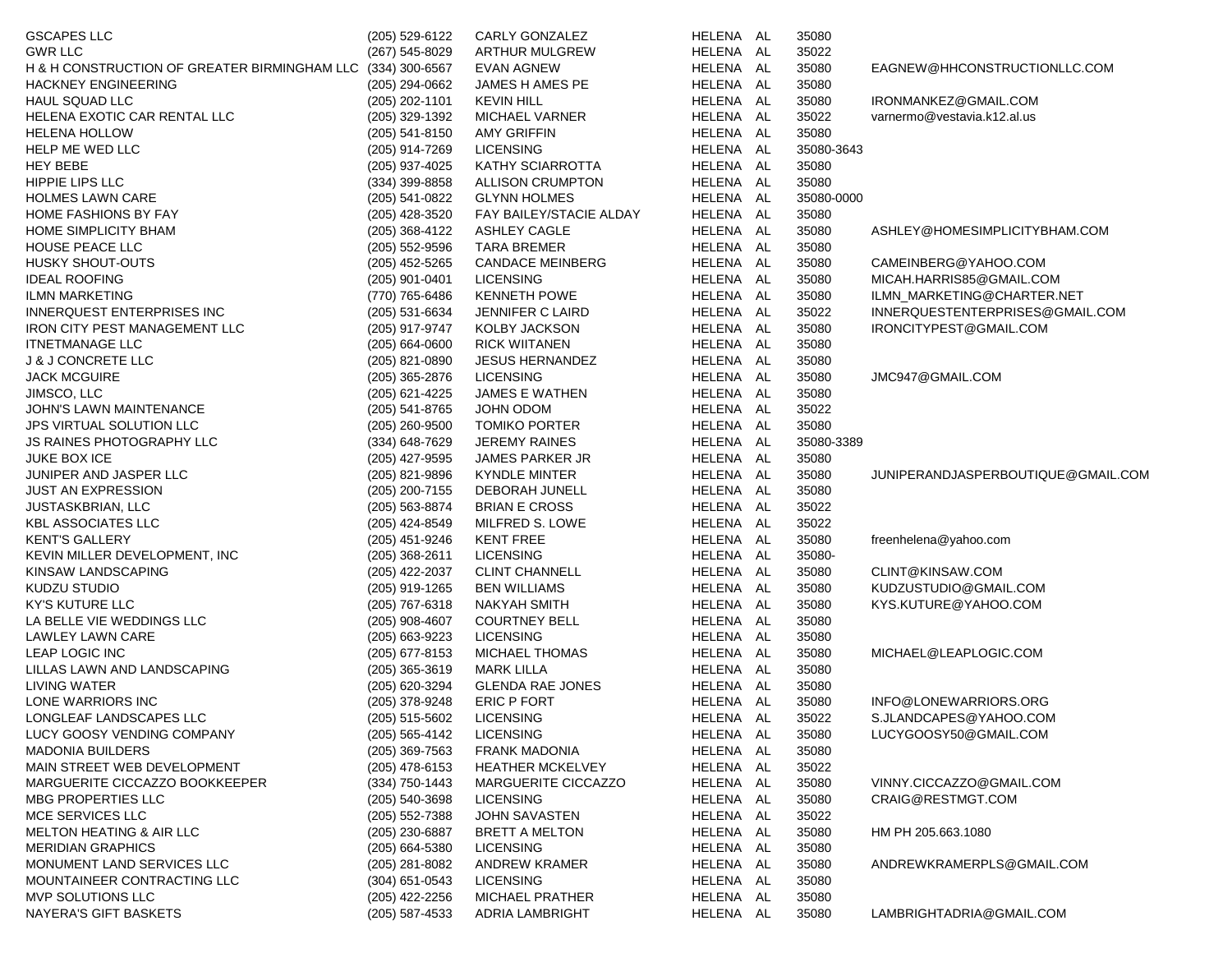| | | | | | | |
|---|---|---|---|---|---|---|
| GSCAPES LLC | (205) 529-6122 | CARLY GONZALEZ | HELENA | AL | 35080 | |
| GWR LLC | (267) 545-8029 | ARTHUR MULGREW | HELENA | AL | 35022 | |
| H & H CONSTRUCTION OF GREATER BIRMINGHAM LLC | (334) 300-6567 | EVAN AGNEW | HELENA | AL | 35080 | EAGNEW@HHCONSTRUCTIONLLC.COM |
| HACKNEY ENGINEERING | (205) 294-0662 | JAMES H AMES PE | HELENA | AL | 35080 | |
| HAUL SQUAD LLC | (205) 202-1101 | KEVIN HILL | HELENA | AL | 35080 | IRONMANKEZ@GMAIL.COM |
| HELENA EXOTIC CAR RENTAL LLC | (205) 329-1392 | MICHAEL VARNER | HELENA | AL | 35022 | varnermo@vestavia.k12.al.us |
| HELENA HOLLOW | (205) 541-8150 | AMY GRIFFIN | HELENA | AL | 35080 | |
| HELP ME WED LLC | (205) 914-7269 | LICENSING | HELENA | AL | 35080-3643 | |
| HEY BEBE | (205) 937-4025 | KATHY SCIARROTTA | HELENA | AL | 35080 | |
| HIPPIE LIPS LLC | (334) 399-8858 | ALLISON CRUMPTON | HELENA | AL | 35080 | |
| HOLMES LAWN CARE | (205) 541-0822 | GLYNN HOLMES | HELENA | AL | 35080-0000 | |
| HOME FASHIONS BY FAY | (205) 428-3520 | FAY BAILEY/STACIE ALDAY | HELENA | AL | 35080 | |
| HOME SIMPLICITY BHAM | (205) 368-4122 | ASHLEY CAGLE | HELENA | AL | 35080 | ASHLEY@HOMESIMPLICITYBHAM.COM |
| HOUSE PEACE LLC | (205) 552-9596 | TARA BREMER | HELENA | AL | 35080 | |
| HUSKY SHOUT-OUTS | (205) 452-5265 | CANDACE MEINBERG | HELENA | AL | 35080 | CAMEINBERG@YAHOO.COM |
| IDEAL ROOFING | (205) 901-0401 | LICENSING | HELENA | AL | 35080 | MICAH.HARRIS85@GMAIL.COM |
| ILMN MARKETING | (770) 765-6486 | KENNETH POWE | HELENA | AL | 35080 | ILMN_MARKETING@CHARTER.NET |
| INNERQUEST ENTERPRISES INC | (205) 531-6634 | JENNIFER C LAIRD | HELENA | AL | 35022 | INNERQUESTENTERPRISES@GMAIL.COM |
| IRON CITY PEST MANAGEMENT LLC | (205) 917-9747 | KOLBY JACKSON | HELENA | AL | 35080 | IRONCITYPEST@GMAIL.COM |
| ITNETMANAGE LLC | (205) 664-0600 | RICK WIITANEN | HELENA | AL | 35080 | |
| J & J CONCRETE LLC | (205) 821-0890 | JESUS HERNANDEZ | HELENA | AL | 35080 | |
| JACK MCGUIRE | (205) 365-2876 | LICENSING | HELENA | AL | 35080 | JMC947@GMAIL.COM |
| JIMSCO, LLC | (205) 621-4225 | JAMES E WATHEN | HELENA | AL | 35080 | |
| JOHN'S LAWN MAINTENANCE | (205) 541-8765 | JOHN ODOM | HELENA | AL | 35022 | |
| JPS VIRTUAL SOLUTION LLC | (205) 260-9500 | TOMIKO PORTER | HELENA | AL | 35080 | |
| JS RAINES PHOTOGRAPHY LLC | (334) 648-7629 | JEREMY RAINES | HELENA | AL | 35080-3389 | |
| JUKE BOX ICE | (205) 427-9595 | JAMES PARKER JR | HELENA | AL | 35080 | |
| JUNIPER AND JASPER LLC | (205) 821-9896 | KYNDLE MINTER | HELENA | AL | 35080 | JUNIPERANDJASPERBOUTIQUE@GMAIL.COM |
| JUST AN EXPRESSION | (205) 200-7155 | DEBORAH JUNELL | HELENA | AL | 35080 | |
| JUSTASKBRIAN, LLC | (205) 563-8874 | BRIAN E CROSS | HELENA | AL | 35022 | |
| KBL ASSOCIATES LLC | (205) 424-8549 | MILFRED S. LOWE | HELENA | AL | 35022 | |
| KENT'S GALLERY | (205) 451-9246 | KENT FREE | HELENA | AL | 35080 | freenhelena@yahoo.com |
| KEVIN MILLER DEVELOPMENT, INC | (205) 368-2611 | LICENSING | HELENA | AL | 35080- | |
| KINSAW LANDSCAPING | (205) 422-2037 | CLINT CHANNELL | HELENA | AL | 35080 | CLINT@KINSAW.COM |
| KUDZU STUDIO | (205) 919-1265 | BEN WILLIAMS | HELENA | AL | 35080 | KUDZUSTUDIO@GMAIL.COM |
| KY'S KUTURE LLC | (205) 767-6318 | NAKYAH SMITH | HELENA | AL | 35080 | KYS.KUTURE@YAHOO.COM |
| LA BELLE VIE WEDDINGS LLC | (205) 908-4607 | COURTNEY BELL | HELENA | AL | 35080 | |
| LAWLEY LAWN CARE | (205) 663-9223 | LICENSING | HELENA | AL | 35080 | |
| LEAP LOGIC INC | (205) 677-8153 | MICHAEL THOMAS | HELENA | AL | 35080 | MICHAEL@LEAPLOGIC.COM |
| LILLAS LAWN AND LANDSCAPING | (205) 365-3619 | MARK LILLA | HELENA | AL | 35080 | |
| LIVING WATER | (205) 620-3294 | GLENDA RAE JONES | HELENA | AL | 35080 | |
| LONE WARRIORS INC | (205) 378-9248 | ERIC P FORT | HELENA | AL | 35080 | INFO@LONEWARRIORS.ORG |
| LONGLEAF LANDSCAPES LLC | (205) 515-5602 | LICENSING | HELENA | AL | 35022 | S.JLANDCAPES@YAHOO.COM |
| LUCY GOOSY VENDING COMPANY | (205) 565-4142 | LICENSING | HELENA | AL | 35080 | LUCYGOOSY50@GMAIL.COM |
| MADONIA BUILDERS | (205) 369-7563 | FRANK MADONIA | HELENA | AL | 35080 | |
| MAIN STREET WEB DEVELOPMENT | (205) 478-6153 | HEATHER MCKELVEY | HELENA | AL | 35022 | |
| MARGUERITE CICCAZZO BOOKKEEPER | (334) 750-1443 | MARGUERITE CICCAZZO | HELENA | AL | 35080 | VINNY.CICCAZZO@GMAIL.COM |
| MBG PROPERTIES LLC | (205) 540-3698 | LICENSING | HELENA | AL | 35080 | CRAIG@RESTMGT.COM |
| MCE SERVICES LLC | (205) 552-7388 | JOHN SAVASTEN | HELENA | AL | 35022 | |
| MELTON HEATING & AIR LLC | (205) 230-6887 | BRETT A MELTON | HELENA | AL | 35080 | HM PH 205.663.1080 |
| MERIDIAN GRAPHICS | (205) 664-5380 | LICENSING | HELENA | AL | 35080 | |
| MONUMENT LAND SERVICES LLC | (205) 281-8082 | ANDREW KRAMER | HELENA | AL | 35080 | ANDREWKRAMERPLS@GMAIL.COM |
| MOUNTAINEER CONTRACTING LLC | (304) 651-0543 | LICENSING | HELENA | AL | 35080 | |
| MVP SOLUTIONS LLC | (205) 422-2256 | MICHAEL PRATHER | HELENA | AL | 35080 | |
| NAYERA'S GIFT BASKETS | (205) 587-4533 | ADRIA LAMBRIGHT | HELENA | AL | 35080 | LAMBRIGHTADRIA@GMAIL.COM |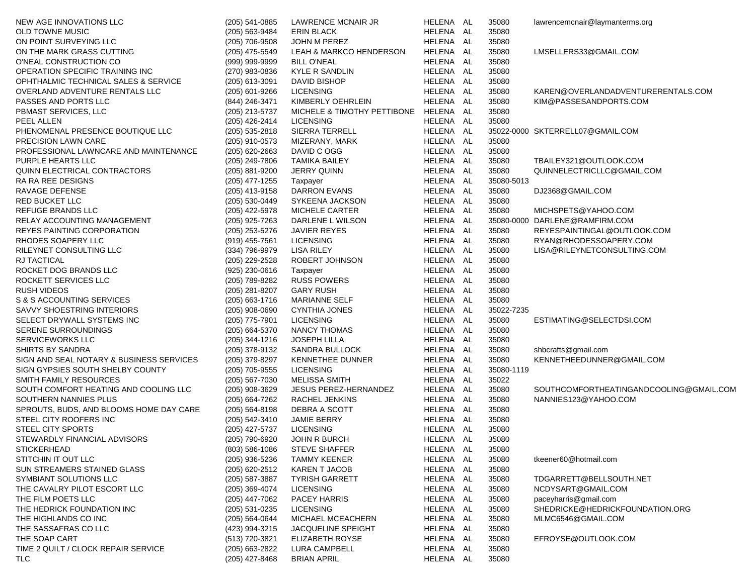| | | | | | | |
|---|---|---|---|---|---|---|
| NEW AGE INNOVATIONS LLC | (205) 541-0885 | LAWRENCE MCNAIR JR | HELENA | AL | 35080 | lawrencemcnair@laymanterms.org |
| OLD TOWNE MUSIC | (205) 563-9484 | ERIN BLACK | HELENA | AL | 35080 | |
| ON POINT SURVEYING LLC | (205) 706-9508 | JOHN M PEREZ | HELENA | AL | 35080 | |
| ON THE MARK GRASS CUTTING | (205) 475-5549 | LEAH & MARKCO HENDERSON | HELENA | AL | 35080 | LMSELLERS33@GMAIL.COM |
| O'NEAL CONSTRUCTION CO | (999) 999-9999 | BILL O'NEAL | HELENA | AL | 35080 | |
| OPERATION SPECIFIC TRAINING INC | (270) 983-0836 | KYLE R SANDLIN | HELENA | AL | 35080 | |
| OPHTHALMIC TECHNICAL SALES & SERVICE | (205) 613-3091 | DAVID BISHOP | HELENA | AL | 35080 | |
| OVERLAND ADVENTURE RENTALS LLC | (205) 601-9266 | LICENSING | HELENA | AL | 35080 | KAREN@OVERLANDADVENTURERENTALS.COM |
| PASSES AND PORTS LLC | (844) 246-3471 | KIMBERLY OEHRLEIN | HELENA | AL | 35080 | KIM@PASSESANDPORTS.COM |
| PBMAST SERVICES, LLC | (205) 213-5737 | MICHELE & TIMOTHY PETTIBONE | HELENA | AL | 35080 | |
| PEEL ALLEN | (205) 426-2414 | LICENSING | HELENA | AL | 35080 | |
| PHENOMENAL PRESENCE BOUTIQUE LLC | (205) 535-2818 | SIERRA TERRELL | HELENA | AL | 35022-0000 | SKTERRELL07@GMAIL.COM |
| PRECISION LAWN CARE | (205) 910-0573 | MIZERANY, MARK | HELENA | AL | 35080 | |
| PROFESSIONAL LAWNCARE AND MAINTENANCE | (205) 620-2663 | DAVID C OGG | HELENA | AL | 35080 | |
| PURPLE HEARTS LLC | (205) 249-7806 | TAMIKA BAILEY | HELENA | AL | 35080 | TBAILEY321@OUTLOOK.COM |
| QUINN ELECTRICAL CONTRACTORS | (205) 881-9200 | JERRY QUINN | HELENA | AL | 35080 | QUINNELECTRICLLC@GMAIL.COM |
| RA RA REE DESIGNS | (205) 477-1255 | Taxpayer | HELENA | AL | 35080-5013 | |
| RAVAGE DEFENSE | (205) 413-9158 | DARRON EVANS | HELENA | AL | 35080 | DJ2368@GMAIL.COM |
| RED BUCKET LLC | (205) 530-0449 | SYKEENA JACKSON | HELENA | AL | 35080 | |
| REFUGE BRANDS LLC | (205) 422-5978 | MICHELE CARTER | HELENA | AL | 35080 | MICHSPETS@YAHOO.COM |
| RELAY ACCOUNTING MANAGEMENT | (205) 925-7263 | DARLENE L WILSON | HELENA | AL | 35080-0000 | DARLENE@RAMFIRM.COM |
| REYES PAINTING CORPORATION | (205) 253-5276 | JAVIER REYES | HELENA | AL | 35080 | REYESPAINTINGAL@OUTLOOK.COM |
| RHODES SOAPERY LLC | (919) 455-7561 | LICENSING | HELENA | AL | 35080 | RYAN@RHODESSOAPERY.COM |
| RILEYNET CONSULTING LLC | (334) 796-9979 | LISA RILEY | HELENA | AL | 35080 | LISA@RILEYNETCONSULTING.COM |
| RJ TACTICAL | (205) 229-2528 | ROBERT JOHNSON | HELENA | AL | 35080 | |
| ROCKET DOG BRANDS LLC | (925) 230-0616 | Taxpayer | HELENA | AL | 35080 | |
| ROCKETT SERVICES LLC | (205) 789-8282 | RUSS POWERS | HELENA | AL | 35080 | |
| RUSH VIDEOS | (205) 281-8207 | GARY RUSH | HELENA | AL | 35080 | |
| S & S ACCOUNTING SERVICES | (205) 663-1716 | MARIANNE SELF | HELENA | AL | 35080 | |
| SAVVY SHOESTRING INTERIORS | (205) 908-0690 | CYNTHIA JONES | HELENA | AL | 35022-7235 | |
| SELECT DRYWALL SYSTEMS INC | (205) 775-7901 | LICENSING | HELENA | AL | 35080 | ESTIMATING@SELECTDSI.COM |
| SERENE SURROUNDINGS | (205) 664-5370 | NANCY THOMAS | HELENA | AL | 35080 | |
| SERVICEWORKS LLC | (205) 344-1216 | JOSEPH LILLA | HELENA | AL | 35080 | |
| SHIRTS BY SANDRA | (205) 378-9132 | SANDRA BULLOCK | HELENA | AL | 35080 | shbcrafts@gmail.com |
| SIGN AND SEAL NOTARY & BUSINESS SERVICES | (205) 379-8297 | KENNETHEE DUNNER | HELENA | AL | 35080 | KENNETHEEDUNNER@GMAIL.COM |
| SIGN GYPSIES SOUTH SHELBY COUNTY | (205) 705-9555 | LICENSING | HELENA | AL | 35080-1119 | |
| SMITH FAMILY RESOURCES | (205) 567-7030 | MELISSA SMITH | HELENA | AL | 35022 | |
| SOUTH COMFORT HEATING AND COOLING LLC | (205) 908-3629 | JESUS PEREZ-HERNANDEZ | HELENA | AL | 35080 | SOUTHCOMFORTHEATINGANDCOOLING@GMAIL.COM |
| SOUTHERN NANNIES PLUS | (205) 664-7262 | RACHEL JENKINS | HELENA | AL | 35080 | NANNIES123@YAHOO.COM |
| SPROUTS, BUDS, AND BLOOMS HOME DAY CARE | (205) 564-8198 | DEBRA A SCOTT | HELENA | AL | 35080 | |
| STEEL CITY ROOFERS INC | (205) 542-3410 | JAMIE BERRY | HELENA | AL | 35080 | |
| STEEL CITY SPORTS | (205) 427-5737 | LICENSING | HELENA | AL | 35080 | |
| STEWARDLY FINANCIAL ADVISORS | (205) 790-6920 | JOHN R BURCH | HELENA | AL | 35080 | |
| STICKERHEAD | (803) 586-1086 | STEVE SHAFFER | HELENA | AL | 35080 | |
| STITCHIN IT OUT LLC | (205) 936-5236 | TAMMY KEENER | HELENA | AL | 35080 | tkeener60@hotmail.com |
| SUN STREAMERS STAINED GLASS | (205) 620-2512 | KAREN T JACOB | HELENA | AL | 35080 | |
| SYMBIANT SOLUTIONS LLC | (205) 587-3887 | TYRISH GARRETT | HELENA | AL | 35080 | TDGARRETT@BELLSOUTH.NET |
| THE CAVALRY PILOT ESCORT LLC | (205) 369-4074 | LICENSING | HELENA | AL | 35080 | NCDYSART@GMAIL.COM |
| THE FILM POETS LLC | (205) 447-7062 | PACEY HARRIS | HELENA | AL | 35080 | paceyharris@gmail.com |
| THE HEDRICK FOUNDATION INC | (205) 531-0235 | LICENSING | HELENA | AL | 35080 | SHEDRICKE@HEDRICKFOUNDATION.ORG |
| THE HIGHLANDS CO INC | (205) 564-0644 | MICHAEL MCEACHERN | HELENA | AL | 35080 | MLMC6546@GMAIL.COM |
| THE SASSAFRAS CO LLC | (423) 994-3215 | JACQUELINE SPEIGHT | HELENA | AL | 35080 | |
| THE SOAP CART | (513) 720-3821 | ELIZABETH ROYSE | HELENA | AL | 35080 | EFROYSE@OUTLOOK.COM |
| TIME 2 QUILT / CLOCK REPAIR SERVICE | (205) 663-2822 | LURA CAMPBELL | HELENA | AL | 35080 | |
| TLC | (205) 427-8468 | BRIAN APRIL | HELENA | AL | 35080 | |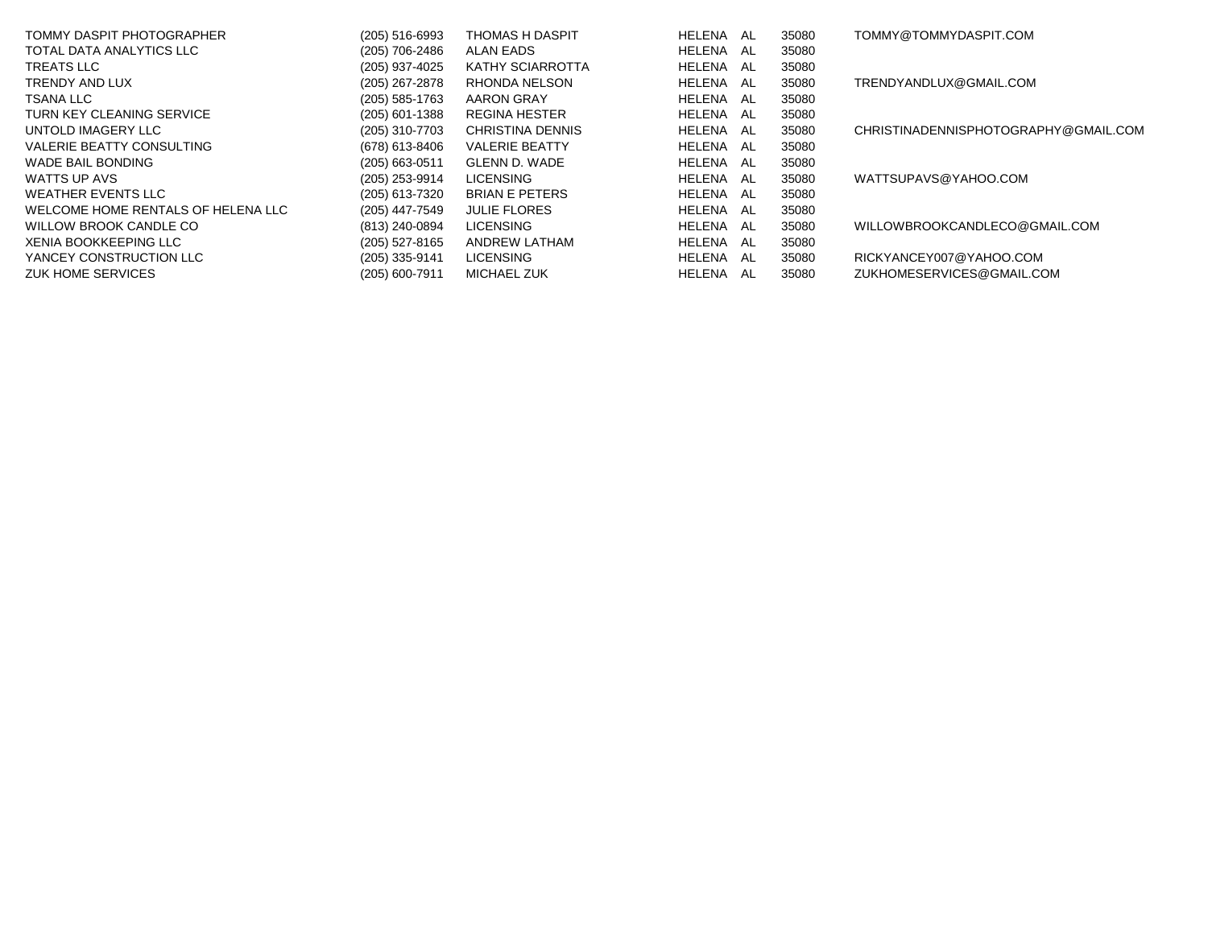| | | | | | | |
|---|---|---|---|---|---|---|
| TOMMY DASPIT PHOTOGRAPHER | (205) 516-6993 | THOMAS H DASPIT | HELENA | AL | 35080 | TOMMY@TOMMYDASPIT.COM |
| TOTAL DATA ANALYTICS LLC | (205) 706-2486 | ALAN EADS | HELENA | AL | 35080 | |
| TREATS LLC | (205) 937-4025 | KATHY SCIARROTTA | HELENA | AL | 35080 | |
| TRENDY AND LUX | (205) 267-2878 | RHONDA NELSON | HELENA | AL | 35080 | TRENDYANDLUX@GMAIL.COM |
| TSANA LLC | (205) 585-1763 | AARON GRAY | HELENA | AL | 35080 | |
| TURN KEY CLEANING SERVICE | (205) 601-1388 | REGINA HESTER | HELENA | AL | 35080 | |
| UNTOLD IMAGERY LLC | (205) 310-7703 | CHRISTINA DENNIS | HELENA | AL | 35080 | CHRISTINADENNISPHOTOGRAPHY@GMAIL.COM |
| VALERIE BEATTY CONSULTING | (678) 613-8406 | VALERIE BEATTY | HELENA | AL | 35080 | |
| WADE BAIL BONDING | (205) 663-0511 | GLENN D. WADE | HELENA | AL | 35080 | |
| WATTS UP AVS | (205) 253-9914 | LICENSING | HELENA | AL | 35080 | WATTSUPAVS@YAHOO.COM |
| WEATHER EVENTS LLC | (205) 613-7320 | BRIAN E PETERS | HELENA | AL | 35080 | |
| WELCOME HOME RENTALS OF HELENA LLC | (205) 447-7549 | JULIE FLORES | HELENA | AL | 35080 | |
| WILLOW BROOK CANDLE CO | (813) 240-0894 | LICENSING | HELENA | AL | 35080 | WILLOWBROOKCANDLECO@GMAIL.COM |
| XENIA BOOKKEEPING LLC | (205) 527-8165 | ANDREW LATHAM | HELENA | AL | 35080 | |
| YANCEY CONSTRUCTION LLC | (205) 335-9141 | LICENSING | HELENA | AL | 35080 | RICKYANCEY007@YAHOO.COM |
| ZUK HOME SERVICES | (205) 600-7911 | MICHAEL ZUK | HELENA | AL | 35080 | ZUKHOMESERVICES@GMAIL.COM |